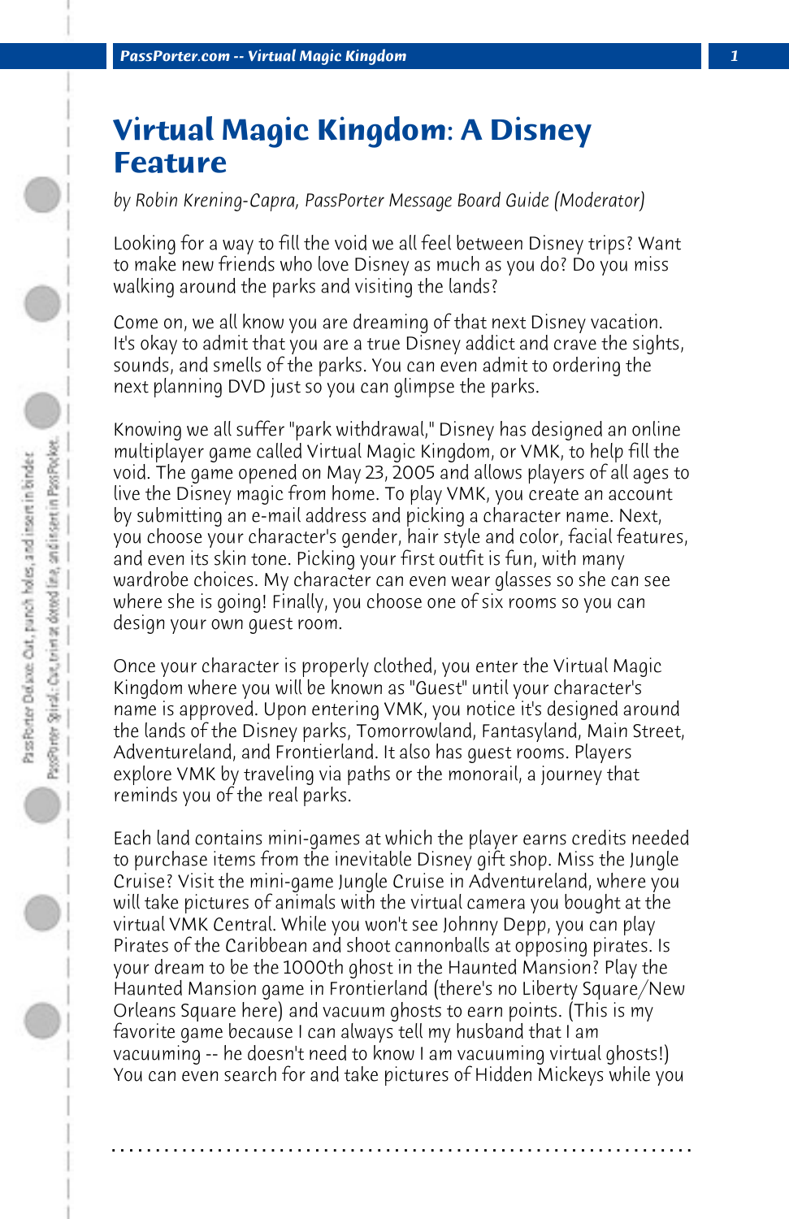# Virtual Magic Kingdom: A Disney Feature

*by Robin Krening-Capra, PassPorter Message Board Guide (Moderator)*

Looking for a way to fill the void we all feel between Disney trips? Want to make new friends who love Disney as much as you do? Do you miss walking around the parks and visiting the lands?

Come on, we all know you are dreaming of that next Disney vacation. It's okay to admit that you are a true Disney addict and crave the sights, sounds, and smells of the parks. You can even admit to ordering the next planning DVD just so you can glimpse the parks.

Knowing we all suffer "park withdrawal," Disney has designed an online multiplayer game called Virtual Magic Kingdom, or VMK, to help fill the void. The game opened on May 23, 2005 and allows players of all ages to live the Disney magic from home. To play VMK, you create an account by submitting an e-mail address and picking a character name. Next, you choose your character's gender, hair style and color, facial features, and even its skin tone. Picking your first outfit is fun, with many wardrobe choices. My character can even wear glasses so she can see where she is going! Finally, you choose one of six rooms so you can design your own guest room.

Once your character is properly clothed, you enter the Virtual Magic Kingdom where you will be known as "Guest" until your character's name is approved. Upon entering VMK, you notice it's designed around the lands of the Disney parks, Tomorrowland, Fantasyland, Main Street, Adventureland, and Frontierland. It also has guest rooms. Players explore VMK by traveling via paths or the monorail, a journey that reminds you of the real parks.

Each land contains mini-games at which the player earns credits needed to purchase items from the inevitable Disney gift shop. Miss the Jungle Cruise? Visit the mini-game Jungle Cruise in Adventureland, where you will take pictures of animals with the virtual camera you bought at the virtual VMK Central. While you won't see Johnny Depp, you can play Pirates of the Caribbean and shoot cannonballs at opposing pirates. Is your dream to be the 1000th ghost in the Haunted Mansion? Play the Haunted Mansion game in Frontierland (there's no Liberty Square/New Orleans Square here) and vacuum ghosts to earn points. (This is my favorite game because I can always tell my husband that I am vacuuming -- he doesn't need to know I am vacuuming virtual ghosts!) You can even search for and take pictures of Hidden Mickeys while you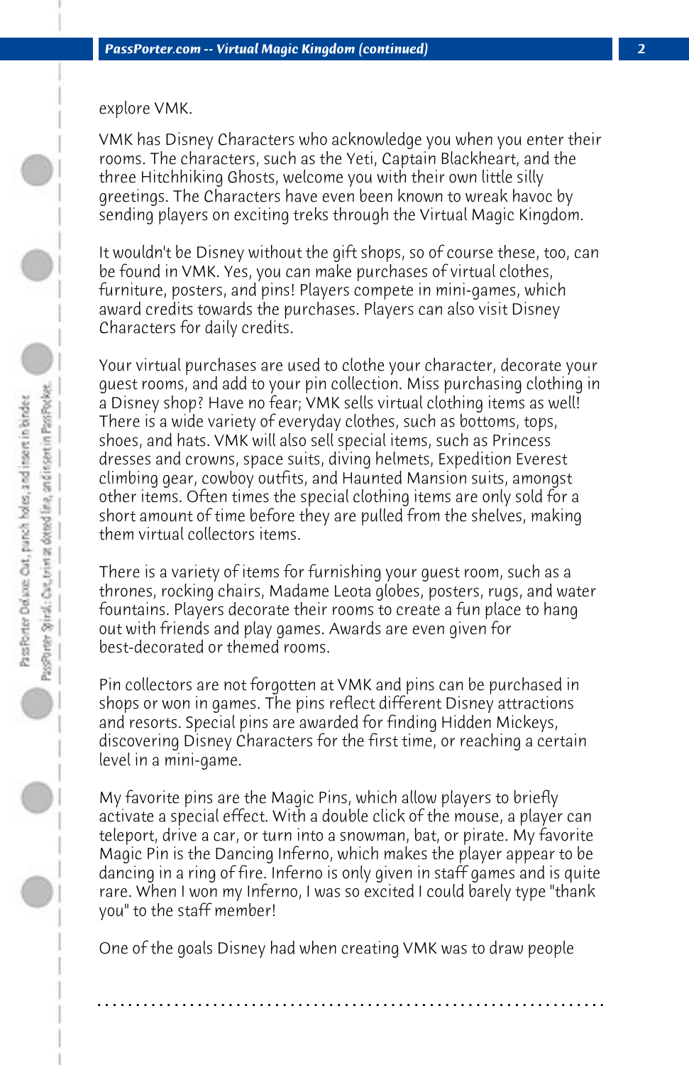explore VMK.

VMK has Disney Characters who acknowledge you when you enter their rooms. The characters, such as the Yeti, Captain Blackheart, and the three Hitchhiking Ghosts, welcome you with their own little silly greetings. The Characters have even been known to wreak havoc by sending players on exciting treks through the Virtual Magic Kingdom.

It wouldn't be Disney without the gift shops, so of course these, too, can be found in VMK. Yes, you can make purchases of virtual clothes, furniture, posters, and pins! Players compete in mini-games, which award credits towards the purchases. Players can also visit Disney Characters for daily credits.

Your virtual purchases are used to clothe your character, decorate your guest rooms, and add to your pin collection. Miss purchasing clothing in a Disney shop? Have no fear; VMK sells virtual clothing items as well! There is a wide variety of everyday clothes, such as bottoms, tops, shoes, and hats. VMK will also sell special items, such as Princess dresses and crowns, space suits, diving helmets, Expedition Everest climbing gear, cowboy outfits, and Haunted Mansion suits, amongst other items. Often times the special clothing items are only sold for a short amount of time before they are pulled from the shelves, making them virtual collectors items.

There is a variety of items for furnishing your guest room, such as a thrones, rocking chairs, Madame Leota globes, posters, rugs, and water fountains. Players decorate their rooms to create a fun place to hang out with friends and play games. Awards are even given for best-decorated or themed rooms.

Pin collectors are not forgotten at VMK and pins can be purchased in shops or won in games. The pins reflect different Disney attractions and resorts. Special pins are awarded for finding Hidden Mickeys, discovering Disney Characters for the first time, or reaching a certain level in a mini-game.

My favorite pins are the Magic Pins, which allow players to briefly activate a special effect. With a double click of the mouse, a player can teleport, drive a car, or turn into a snowman, bat, or pirate. My favorite Magic Pin is the Dancing Inferno, which makes the player appear to be dancing in a ring of fire. Inferno is only given in staff games and is quite rare. When I won my Inferno, I was so excited I could barely type "thank you" to the staff member!

One of the goals Disney had when creating VMK was to draw people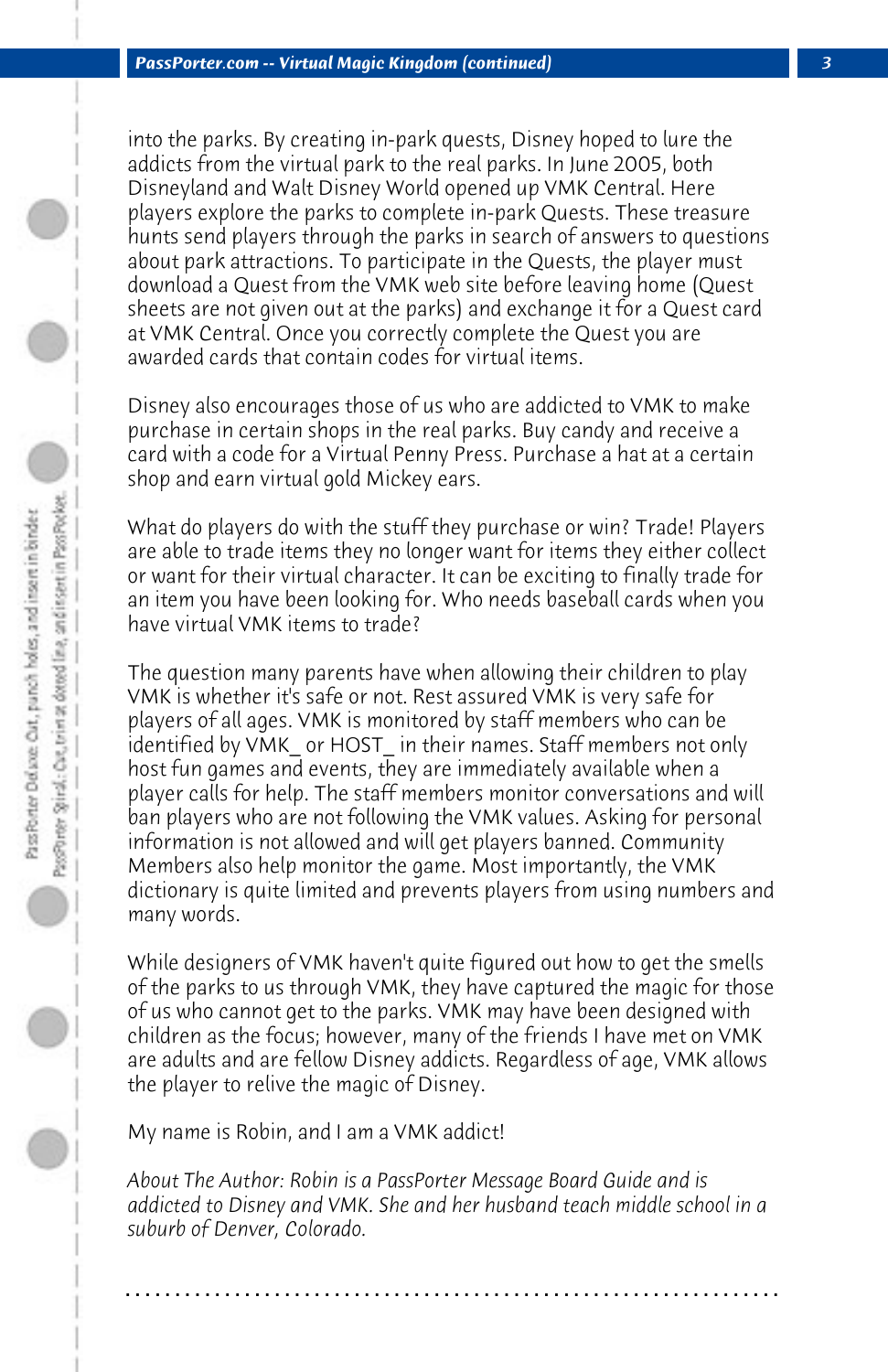into the parks. By creating in-park quests, Disney hoped to lure the addicts from the virtual park to the real parks. In June 2005, both Disneyland and Walt Disney World opened up VMK Central. Here players explore the parks to complete in-park Quests. These treasure hunts send players through the parks in search of answers to questions about park attractions. To participate in the Quests, the player must download a Quest from the VMK web site before leaving home (Quest sheets are not given out at the parks) and exchange it for a Quest card at VMK Central. Once you correctly complete the Quest you are awarded cards that contain codes for virtual items.

Disney also encourages those of us who are addicted to VMK to make purchase in certain shops in the real parks. Buy candy and receive a card with a code for a Virtual Penny Press. Purchase a hat at a certain shop and earn virtual gold Mickey ears.

What do players do with the stuff they purchase or win? Trade! Players are able to trade items they no longer want for items they either collect or want for their virtual character. It can be exciting to finally trade for an item you have been looking for. Who needs baseball cards when you have virtual VMK items to trade?

The question many parents have when allowing their children to play VMK is whether it's safe or not. Rest assured VMK is very safe for players of all ages. VMK is monitored by staff members who can be identified by VMK_ or HOST_ in their names. Staff members not only host fun games and events, they are immediately available when a player calls for help. The staff members monitor conversations and will ban players who are not following the VMK values. Asking for personal information is not allowed and will get players banned. Community Members also help monitor the game. Most importantly, the VMK dictionary is quite limited and prevents players from using numbers and many words.

While designers of VMK haven't quite figured out how to get the smells of the parks to us through VMK, they have captured the magic for those of us who cannot get to the parks. VMK may have been designed with children as the focus; however, many of the friends I have met on VMK are adults and are fellow Disney addicts. Regardless of age, VMK allows the player to relive the magic of Disney.

My name is Robin, and I am a VMK addict!

*About The Author: Robin is a PassPorter Message Board Guide and is addicted to Disney and VMK. She and her husband teach middle school in a suburb of Denver, Colorado.*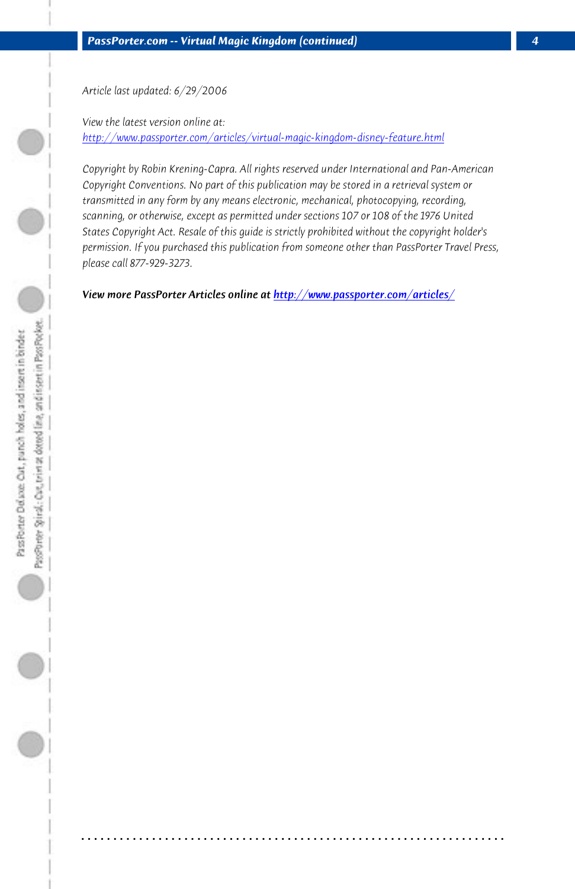*Article last updated: 6/29/2006*

*View the latest version online at:*
*[http://www.passporter.com/articles/virtual-magic-kingdom-disney-feature.html](http://www.passporter.com/articles/virtual-magic-kingdom-disney-feature.html)*

*Copyright by Robin Krening-Capra. All rights reserved under International and Pan-American Copyright Conventions. No part of this publication may be stored in a retrieval system or transmitted in any form by any means electronic, mechanical, photocopying, recording, scanning, or otherwise, except as permitted under sections 107 or 108 of the 1976 United States Copyright Act. Resale of this guide is strictly prohibited without the copyright holder's permission. If you purchased this publication from someone other than PassPorter Travel Press, please call 877-929-3273.*

***View more PassPorter Articles online at [http://www.passporter.com/articles/](http://www.passporter.com/articles/)***